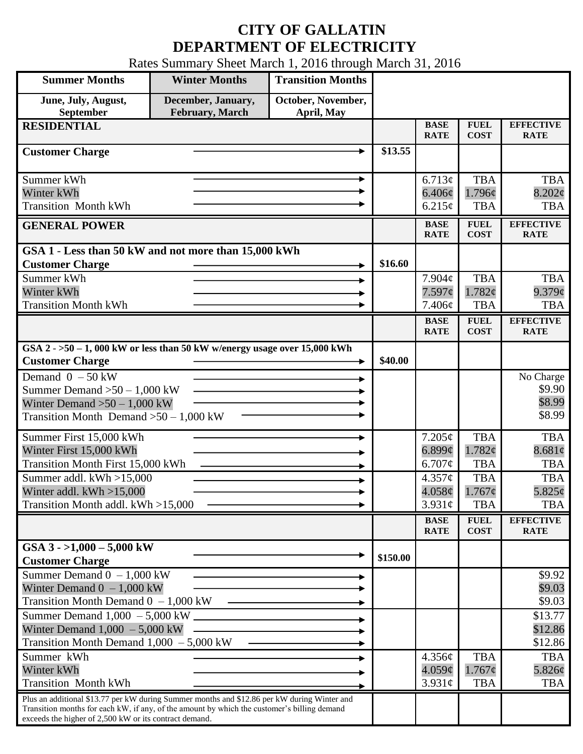# CITY OF GALLATIN
# DEPARTMENT OF ELECTRICITY

Rates Summary Sheet March 1, 2016 through March 31, 2016

| Summer Months | Winter Months | Transition Months |
|---|---|---|
| June, July, August, September | December, January, February, March | October, November, April, May |

| RESIDENTIAL | | BASE RATE | FUEL COST | EFFECTIVE RATE |
|---|---|---|---|---|
| Customer Charge | $13.55 | | | |
| Summer kWh | | 6.713¢ | TBA | TBA |
| Winter kWh | | 6.406¢ | 1.796¢ | 8.202¢ |
| Transition Month kWh | | 6.215¢ | TBA | TBA |

| GENERAL POWER | | BASE RATE | FUEL COST | EFFECTIVE RATE |
|---|---|---|---|---|
| **GSA 1 - Less than 50 kW and not more than 15,000 kWh** | | | | |
| Customer Charge | $16.60 | | | |
| Summer kWh | | 7.904¢ | TBA | TBA |
| Winter kWh | | 7.597¢ | 1.782¢ | 9.379¢ |
| Transition Month kWh | | 7.406¢ | TBA | TBA |

| | | BASE RATE | FUEL COST | EFFECTIVE RATE |
|---|---|---|---|---|
| **GSA 2 - >50 – 1, 000 kW or less than 50 kW w/energy usage over 15,000 kWh** | | | | |
| Customer Charge | $40.00 | | | |
| Demand 0 – 50 kW | | | | No Charge |
| Summer Demand >50 – 1,000 kW | | | | $9.90 |
| Winter Demand >50 – 1,000 kW | | | | $8.99 |
| Transition Month Demand >50 – 1,000 kW | | | | $8.99 |
| Summer First 15,000 kWh | | 7.205¢ | TBA | TBA |
| Winter First 15,000 kWh | | 6.899¢ | 1.782¢ | 8.681¢ |
| Transition Month First 15,000 kWh | | 6.707¢ | TBA | TBA |
| Summer addl. kWh >15,000 | | 4.357¢ | TBA | TBA |
| Winter addl. kWh >15,000 | | 4.058¢ | 1.767¢ | 5.825¢ |
| Transition Month addl. kWh >15,000 | | 3.931¢ | TBA | TBA |

| | | BASE RATE | FUEL COST | EFFECTIVE RATE |
|---|---|---|---|---|
| **GSA 3 - >1,000 – 5,000 kW** | | | | |
| Customer Charge | $150.00 | | | |
| Summer Demand 0 – 1,000 kW | | | | $9.92 |
| Winter Demand 0 – 1,000 kW | | | | $9.03 |
| Transition Month Demand 0 – 1,000 kW | | | | $9.03 |
| Summer Demand 1,000 – 5,000 kW | | | | $13.77 |
| Winter Demand 1,000 – 5,000 kW | | | | $12.86 |
| Transition Month Demand 1,000 – 5,000 kW | | | | $12.86 |
| Summer kWh | | 4.356¢ | TBA | TBA |
| Winter kWh | | 4.059¢ | 1.767¢ | 5.826¢ |
| Transition Month kWh | | 3.931¢ | TBA | TBA |
| Plus an additional $13.77 per kW during Summer months and $12.86 per kW during Winter and Transition months for each kW, if any, of the amount by which the customer's billing demand exceeds the higher of 2,500 kW or its contract demand. | | | | |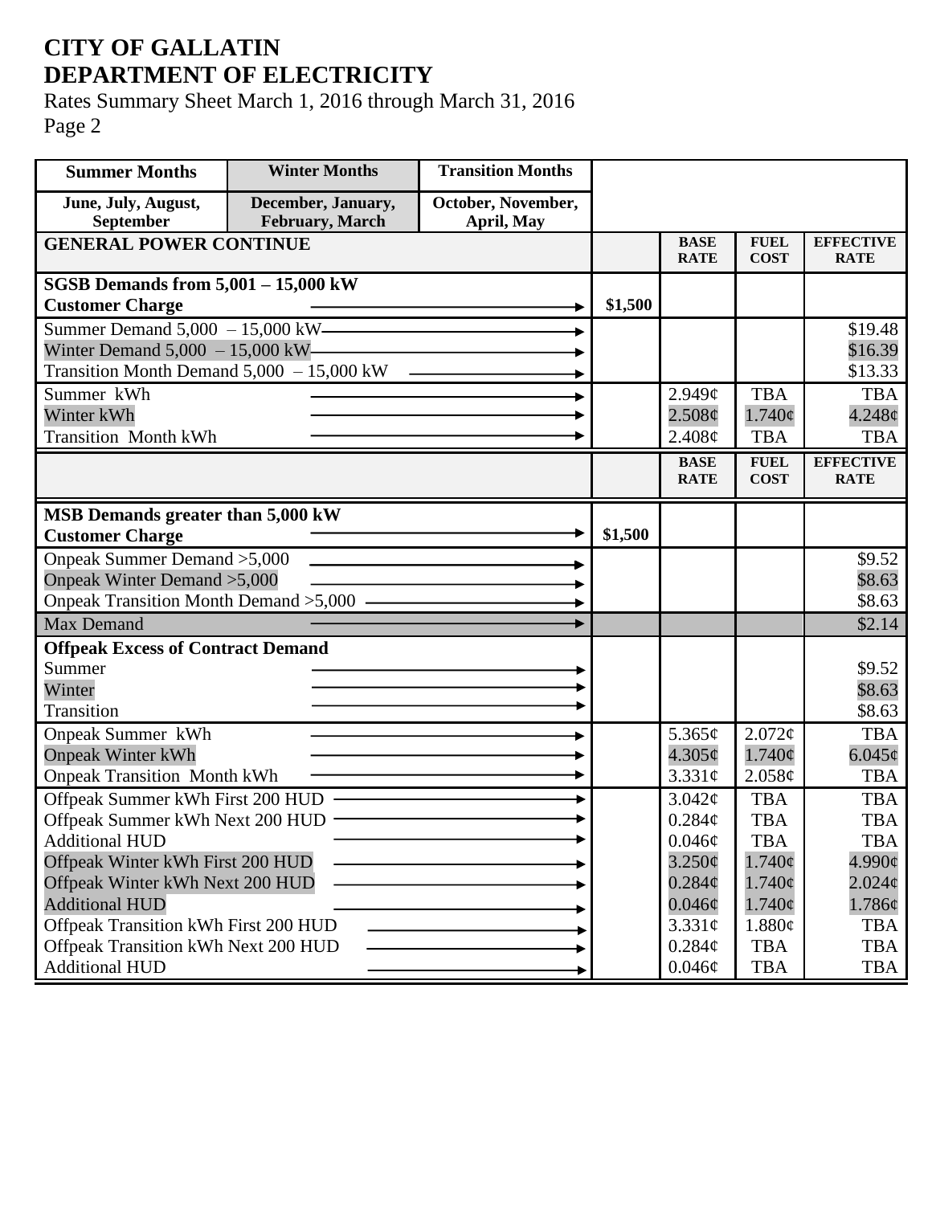# CITY OF GALLATIN
# DEPARTMENT OF ELECTRICITY

Rates Summary Sheet March 1, 2016 through March 31, 2016
Page 2

| Summer Months | Winter Months | Transition Months | | | | |
|---|---|---|---|---|---|---|
| June, July, August, September | December, January, February, March | October, November, April, May | | | | |
| **GENERAL POWER CONTINUE** | | | | **BASE RATE** | **FUEL COST** | **EFFECTIVE RATE** |
| **SGSB Demands from 5,001 – 15,000 kW** | | | | | | |
| **Customer Charge** | | | **$1,500** | | | |
| Summer Demand 5,000 – 15,000 kW | | | | | | $19.48 |
| Winter Demand 5,000 – 15,000 kW | | | | | | $16.39 |
| Transition Month Demand 5,000 – 15,000 kW | | | | | | $13.33 |
| Summer kWh | | | | 2.949¢ | TBA | TBA |
| Winter kWh | | | | 2.508¢ | 1.740¢ | 4.248¢ |
| Transition Month kWh | | | | 2.408¢ | TBA | TBA |
| | | | | **BASE RATE** | **FUEL COST** | **EFFECTIVE RATE** |
| **MSB Demands greater than 5,000 kW** | | | | | | |
| **Customer Charge** | | | **$1,500** | | | |
| Onpeak Summer Demand >5,000 | | | | | | $9.52 |
| Onpeak Winter Demand >5,000 | | | | | | $8.63 |
| Onpeak Transition Month Demand >5,000 | | | | | | $8.63 |
| Max Demand | | | | | | $2.14 |
| **Offpeak Excess of Contract Demand** | | | | | | |
| Summer | | | | | | $9.52 |
| Winter | | | | | | $8.63 |
| Transition | | | | | | $8.63 |
| Onpeak Summer kWh | | | | 5.365¢ | 2.072¢ | TBA |
| Onpeak Winter kWh | | | | 4.305¢ | 1.740¢ | 6.045¢ |
| Onpeak Transition Month kWh | | | | 3.331¢ | 2.058¢ | TBA |
| Offpeak Summer kWh First 200 HUD | | | | 3.042¢ | TBA | TBA |
| Offpeak Summer kWh Next 200 HUD | | | | 0.284¢ | TBA | TBA |
| Additional HUD | | | | 0.046¢ | TBA | TBA |
| Offpeak Winter kWh First 200 HUD | | | | 3.250¢ | 1.740¢ | 4.990¢ |
| Offpeak Winter kWh Next 200 HUD | | | | 0.284¢ | 1.740¢ | 2.024¢ |
| Additional HUD | | | | 0.046¢ | 1.740¢ | 1.786¢ |
| Offpeak Transition kWh First 200 HUD | | | | 3.331¢ | 1.880¢ | TBA |
| Offpeak Transition kWh Next 200 HUD | | | | 0.284¢ | TBA | TBA |
| Additional HUD | | | | 0.046¢ | TBA | TBA |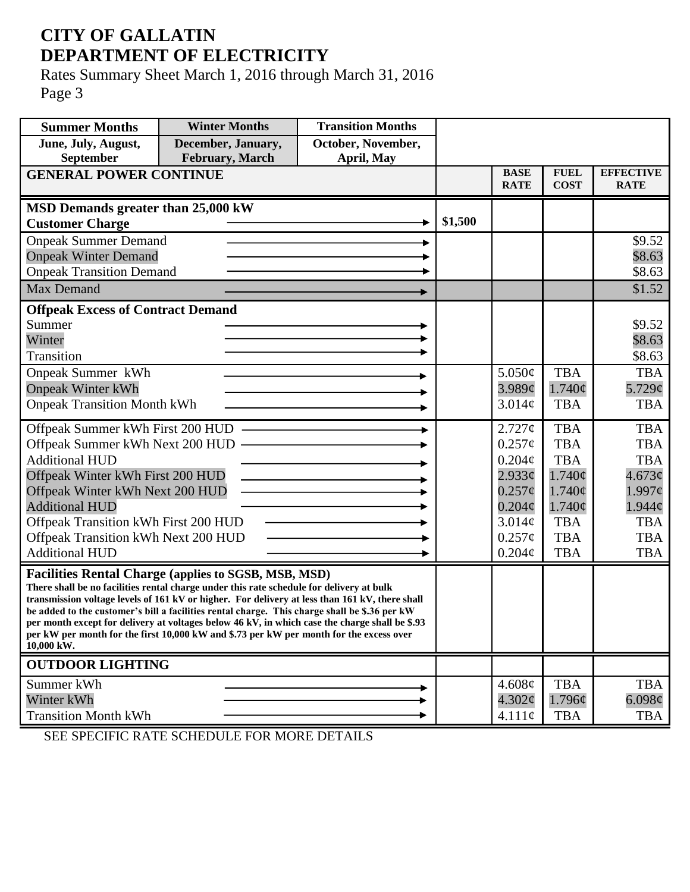# CITY OF GALLATIN
# DEPARTMENT OF ELECTRICITY

Rates Summary Sheet March 1, 2016 through March 31, 2016
Page 3

| Summer Months | Winter Months | Transition Months | | | | |
|---|---|---|---|---|---|---|
| **June, July, August, September** | **December, January, February, March** | **October, November, April, May** | | | | |
| **GENERAL POWER CONTINUE** | | | | **BASE RATE** | **FUEL COST** | **EFFECTIVE RATE** |
| **MSD Demands greater than 25,000 kW** | | | | | | |
| **Customer Charge** | | | **$1,500** | | | |
| Onpeak Summer Demand | | | | | | $9.52 |
| Onpeak Winter Demand | | | | | | $8.63 |
| Onpeak Transition Demand | | | | | | $8.63 |
| Max Demand | | | | | | $1.52 |
| **Offpeak Excess of Contract Demand** | | | | | | |
| Summer | | | | | | $9.52 |
| Winter | | | | | | $8.63 |
| Transition | | | | | | $8.63 |
| Onpeak Summer kWh | | | | 5.050¢ | TBA | TBA |
| Onpeak Winter kWh | | | | 3.989¢ | 1.740¢ | 5.729¢ |
| Onpeak Transition Month kWh | | | | 3.014¢ | TBA | TBA |
| Offpeak Summer kWh First 200 HUD | | | | 2.727¢ | TBA | TBA |
| Offpeak Summer kWh Next 200 HUD | | | | 0.257¢ | TBA | TBA |
| Additional HUD | | | | 0.204¢ | TBA | TBA |
| Offpeak Winter kWh First 200 HUD | | | | 2.933¢ | 1.740¢ | 4.673¢ |
| Offpeak Winter kWh Next 200 HUD | | | | 0.257¢ | 1.740¢ | 1.997¢ |
| Additional HUD | | | | 0.204¢ | 1.740¢ | 1.944¢ |
| Offpeak Transition kWh First 200 HUD | | | | 3.014¢ | TBA | TBA |
| Offpeak Transition kWh Next 200 HUD | | | | 0.257¢ | TBA | TBA |
| Additional HUD | | | | 0.204¢ | TBA | TBA |
| **Facilities Rental Charge (applies to SGSB, MSB, MSD)** **There shall be no facilities rental charge under this rate schedule for delivery at bulk transmission voltage levels of 161 kV or higher. For delivery at less than 161 kV, there shall be added to the customer's bill a facilities rental charge. This charge shall be $.36 per kW per month except for delivery at voltages below 46 kV, in which case the charge shall be $.93 per kW per month for the first 10,000 kW and $.73 per kW per month for the excess over 10,000 kW.** | | | | | | |
| **OUTDOOR LIGHTING** | | | | | | |
| Summer kWh | | | | 4.608¢ | TBA | TBA |
| Winter kWh | | | | 4.302¢ | 1.796¢ | 6.098¢ |
| Transition Month kWh | | | | 4.111¢ | TBA | TBA |

SEE SPECIFIC RATE SCHEDULE FOR MORE DETAILS